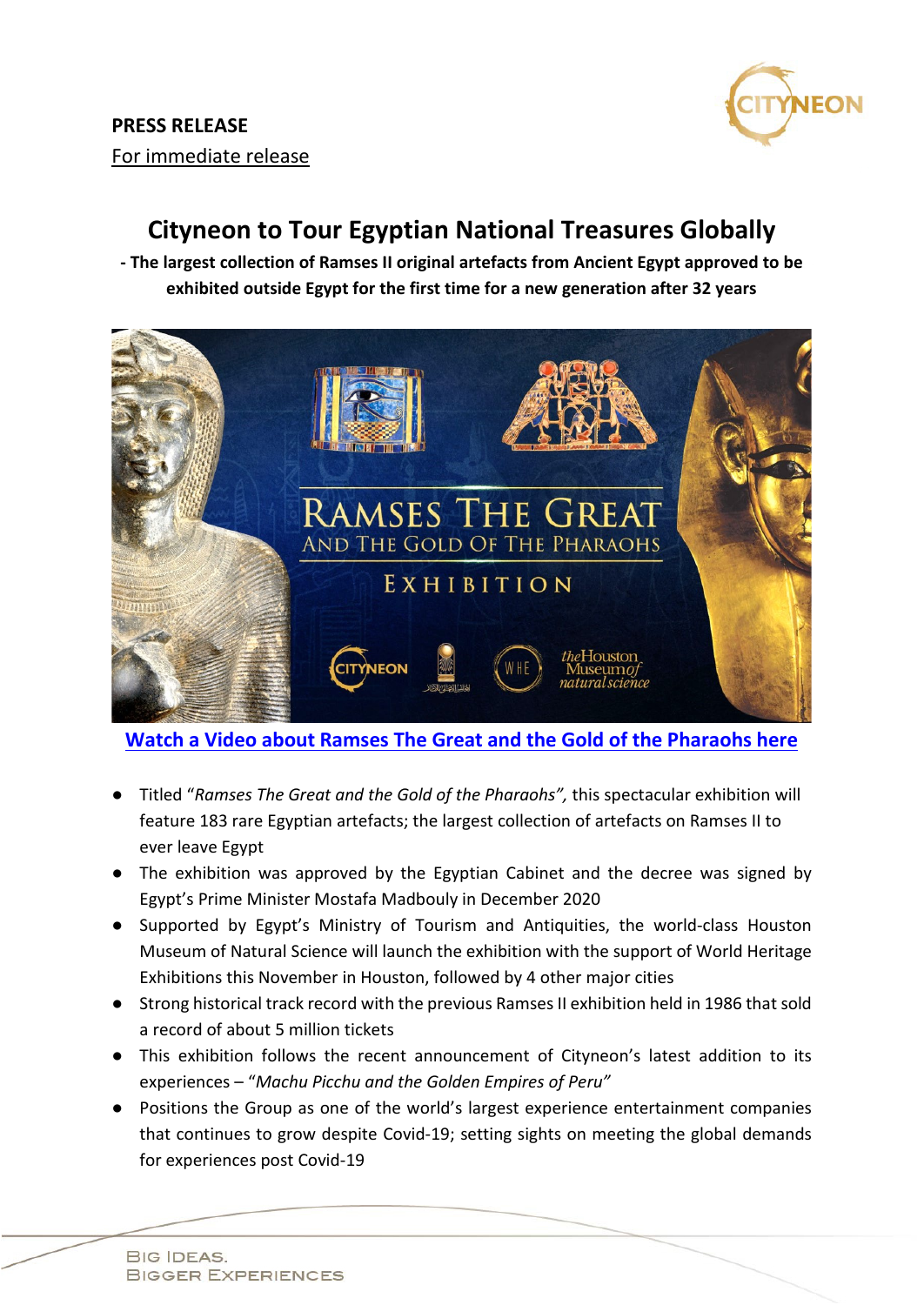**PRESS RELEASE**

For immediate release

# Cityneon to Tour Egyptian National Treasures Globally

**- The largest collection of Ramses II original artefacts from Ancient Egypt approved to be exhibited outside Egypt for the first time for a new generation after 32 years**

[Watch a Video about Ramses The Great and the Gold of the Pharaohs here]

- Titled "*Ramses The Great and the Gold of the Pharaohs",* this spectacular exhibition will feature 183 rare Egyptian artefacts; the largest collection of artefacts on Ramses II to ever leave Egypt
- The exhibition was approved by the Egyptian Cabinet and the decree was signed by Egypt's Prime Minister Mostafa Madbouly in December 2020
- Supported by Egypt's Ministry of Tourism and Antiquities, the world-class Houston Museum of Natural Science will launch the exhibition with the support of World Heritage Exhibitions this November in Houston, followed by 4 other major cities
- Strong historical track record with the previous Ramses II exhibition held in 1986 that sold a record of about 5 million tickets
- This exhibition follows the recent announcement of Cityneon's latest addition to its experiences – "*Machu Picchu and the Golden Empires of Peru"*
- Positions the Group as one of the world's largest experience entertainment companies that continues to grow despite Covid-19; setting sights on meeting the global demands for experiences post Covid-19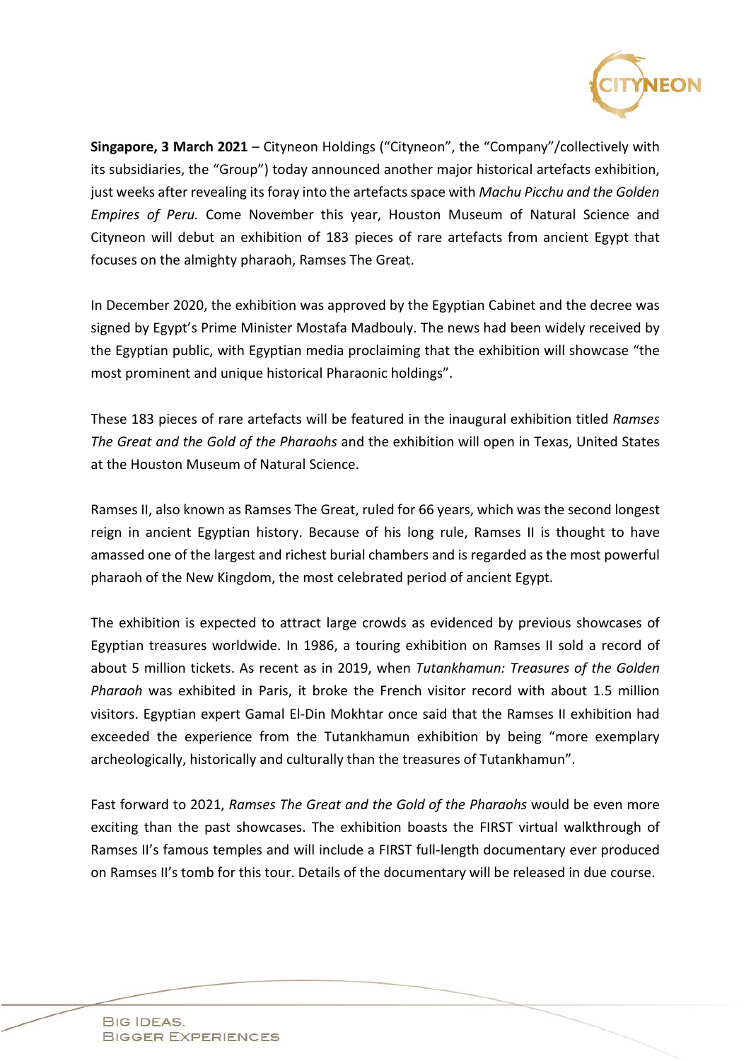**Singapore, 3 March 2021** – Cityneon Holdings ("Cityneon", the "Company"/collectively with its subsidiaries, the "Group") today announced another major historical artefacts exhibition, just weeks after revealing its foray into the artefacts space with *Machu Picchu and the Golden Empires of Peru.* Come November this year, Houston Museum of Natural Science and Cityneon will debut an exhibition of 183 pieces of rare artefacts from ancient Egypt that focuses on the almighty pharaoh, Ramses The Great.

In December 2020, the exhibition was approved by the Egyptian Cabinet and the decree was signed by Egypt's Prime Minister Mostafa Madbouly. The news had been widely received by the Egyptian public, with Egyptian media proclaiming that the exhibition will showcase "the most prominent and unique historical Pharaonic holdings".

These 183 pieces of rare artefacts will be featured in the inaugural exhibition titled *Ramses The Great and the Gold of the Pharaohs* and the exhibition will open in Texas, United States at the Houston Museum of Natural Science.

Ramses II, also known as Ramses The Great, ruled for 66 years, which was the second longest reign in ancient Egyptian history. Because of his long rule, Ramses II is thought to have amassed one of the largest and richest burial chambers and is regarded as the most powerful pharaoh of the New Kingdom, the most celebrated period of ancient Egypt.

The exhibition is expected to attract large crowds as evidenced by previous showcases of Egyptian treasures worldwide. In 1986, a touring exhibition on Ramses II sold a record of about 5 million tickets. As recent as in 2019, when *Tutankhamun: Treasures of the Golden Pharaoh* was exhibited in Paris, it broke the French visitor record with about 1.5 million visitors. Egyptian expert Gamal El-Din Mokhtar once said that the Ramses II exhibition had exceeded the experience from the Tutankhamun exhibition by being "more exemplary archeologically, historically and culturally than the treasures of Tutankhamun".

Fast forward to 2021, *Ramses The Great and the Gold of the Pharaohs* would be even more exciting than the past showcases. The exhibition boasts the FIRST virtual walkthrough of Ramses II's famous temples and will include a FIRST full-length documentary ever produced on Ramses II's tomb for this tour. Details of the documentary will be released in due course.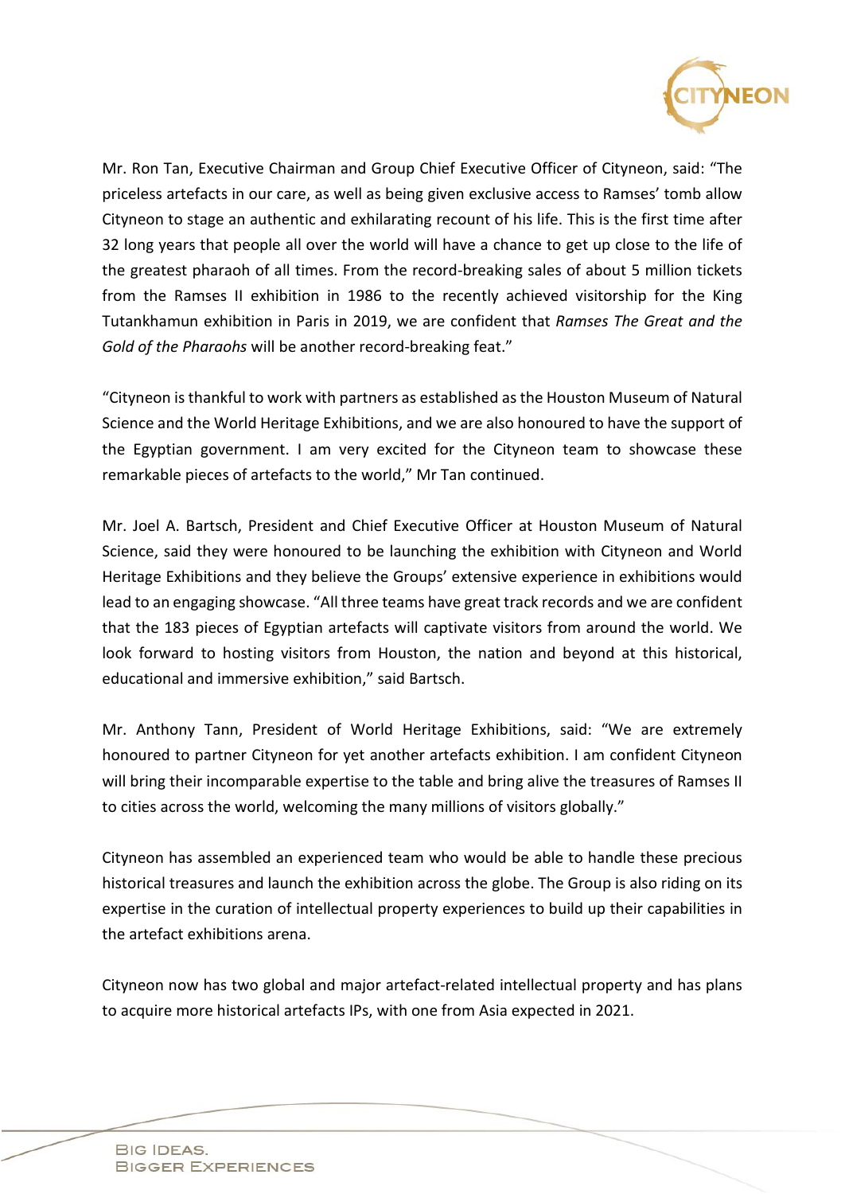Mr. Ron Tan, Executive Chairman and Group Chief Executive Officer of Cityneon, said: "The priceless artefacts in our care, as well as being given exclusive access to Ramses' tomb allow Cityneon to stage an authentic and exhilarating recount of his life. This is the first time after 32 long years that people all over the world will have a chance to get up close to the life of the greatest pharaoh of all times. From the record-breaking sales of about 5 million tickets from the Ramses II exhibition in 1986 to the recently achieved visitorship for the King Tutankhamun exhibition in Paris in 2019, we are confident that *Ramses The Great and the Gold of the Pharaohs* will be another record-breaking feat."

"Cityneon is thankful to work with partners as established as the Houston Museum of Natural Science and the World Heritage Exhibitions, and we are also honoured to have the support of the Egyptian government. I am very excited for the Cityneon team to showcase these remarkable pieces of artefacts to the world," Mr Tan continued.

Mr. Joel A. Bartsch, President and Chief Executive Officer at Houston Museum of Natural Science, said they were honoured to be launching the exhibition with Cityneon and World Heritage Exhibitions and they believe the Groups' extensive experience in exhibitions would lead to an engaging showcase. "All three teams have great track records and we are confident that the 183 pieces of Egyptian artefacts will captivate visitors from around the world. We look forward to hosting visitors from Houston, the nation and beyond at this historical, educational and immersive exhibition," said Bartsch.

Mr. Anthony Tann, President of World Heritage Exhibitions, said: "We are extremely honoured to partner Cityneon for yet another artefacts exhibition. I am confident Cityneon will bring their incomparable expertise to the table and bring alive the treasures of Ramses II to cities across the world, welcoming the many millions of visitors globally."

Cityneon has assembled an experienced team who would be able to handle these precious historical treasures and launch the exhibition across the globe. The Group is also riding on its expertise in the curation of intellectual property experiences to build up their capabilities in the artefact exhibitions arena.

Cityneon now has two global and major artefact-related intellectual property and has plans to acquire more historical artefacts IPs, with one from Asia expected in 2021.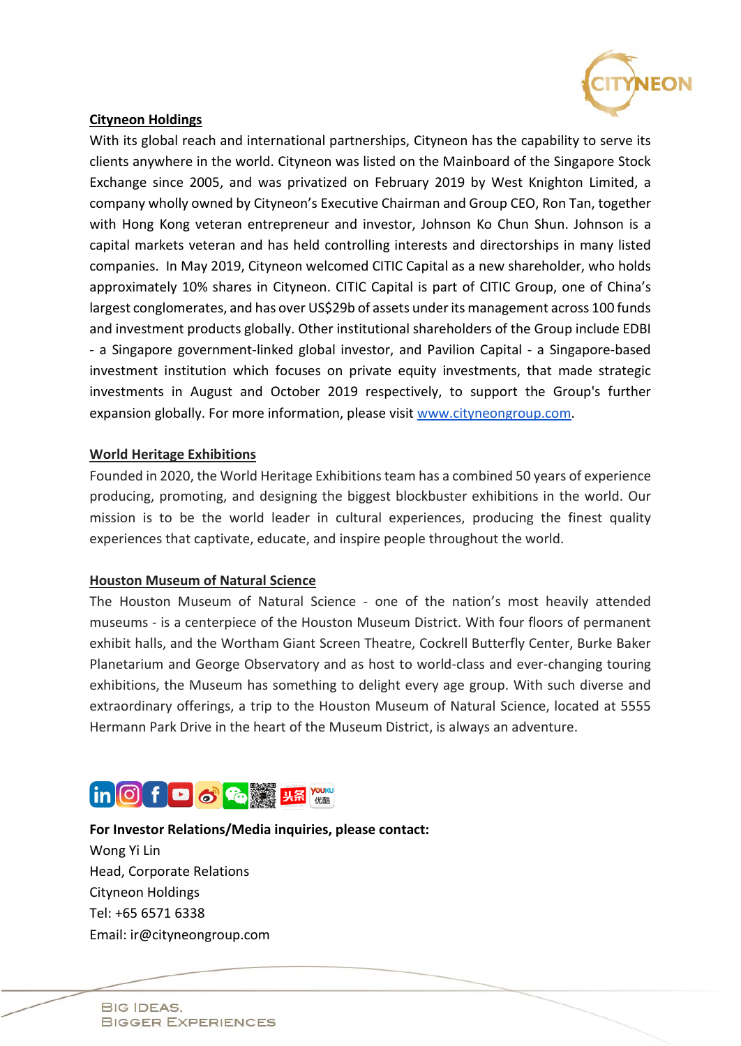**Cityneon Holdings**

With its global reach and international partnerships, Cityneon has the capability to serve its clients anywhere in the world. Cityneon was listed on the Mainboard of the Singapore Stock Exchange since 2005, and was privatized on February 2019 by West Knighton Limited, a company wholly owned by Cityneon's Executive Chairman and Group CEO, Ron Tan, together with Hong Kong veteran entrepreneur and investor, Johnson Ko Chun Shun. Johnson is a capital markets veteran and has held controlling interests and directorships in many listed companies. In May 2019, Cityneon welcomed CITIC Capital as a new shareholder, who holds approximately 10% shares in Cityneon. CITIC Capital is part of CITIC Group, one of China's largest conglomerates, and has over US$29b of assets under its management across 100 funds and investment products globally. Other institutional shareholders of the Group include EDBI - a Singapore government-linked global investor, and Pavilion Capital - a Singapore-based investment institution which focuses on private equity investments, that made strategic investments in August and October 2019 respectively, to support the Group's further expansion globally. For more information, please visit www.cityneongroup.com.

**World Heritage Exhibitions**

Founded in 2020, the World Heritage Exhibitions team has a combined 50 years of experience producing, promoting, and designing the biggest blockbuster exhibitions in the world. Our mission is to be the world leader in cultural experiences, producing the finest quality experiences that captivate, educate, and inspire people throughout the world.

**Houston Museum of Natural Science**

The Houston Museum of Natural Science - one of the nation's most heavily attended museums - is a centerpiece of the Houston Museum District. With four floors of permanent exhibit halls, and the Wortham Giant Screen Theatre, Cockrell Butterfly Center, Burke Baker Planetarium and George Observatory and as host to world-class and ever-changing touring exhibitions, the Museum has something to delight every age group. With such diverse and extraordinary offerings, a trip to the Houston Museum of Natural Science, located at 5555 Hermann Park Drive in the heart of the Museum District, is always an adventure.

**For Investor Relations/Media inquiries, please contact:**

Wong Yi Lin
Head, Corporate Relations
Cityneon Holdings
Tel: +65 6571 6338
Email: ir@cityneongroup.com